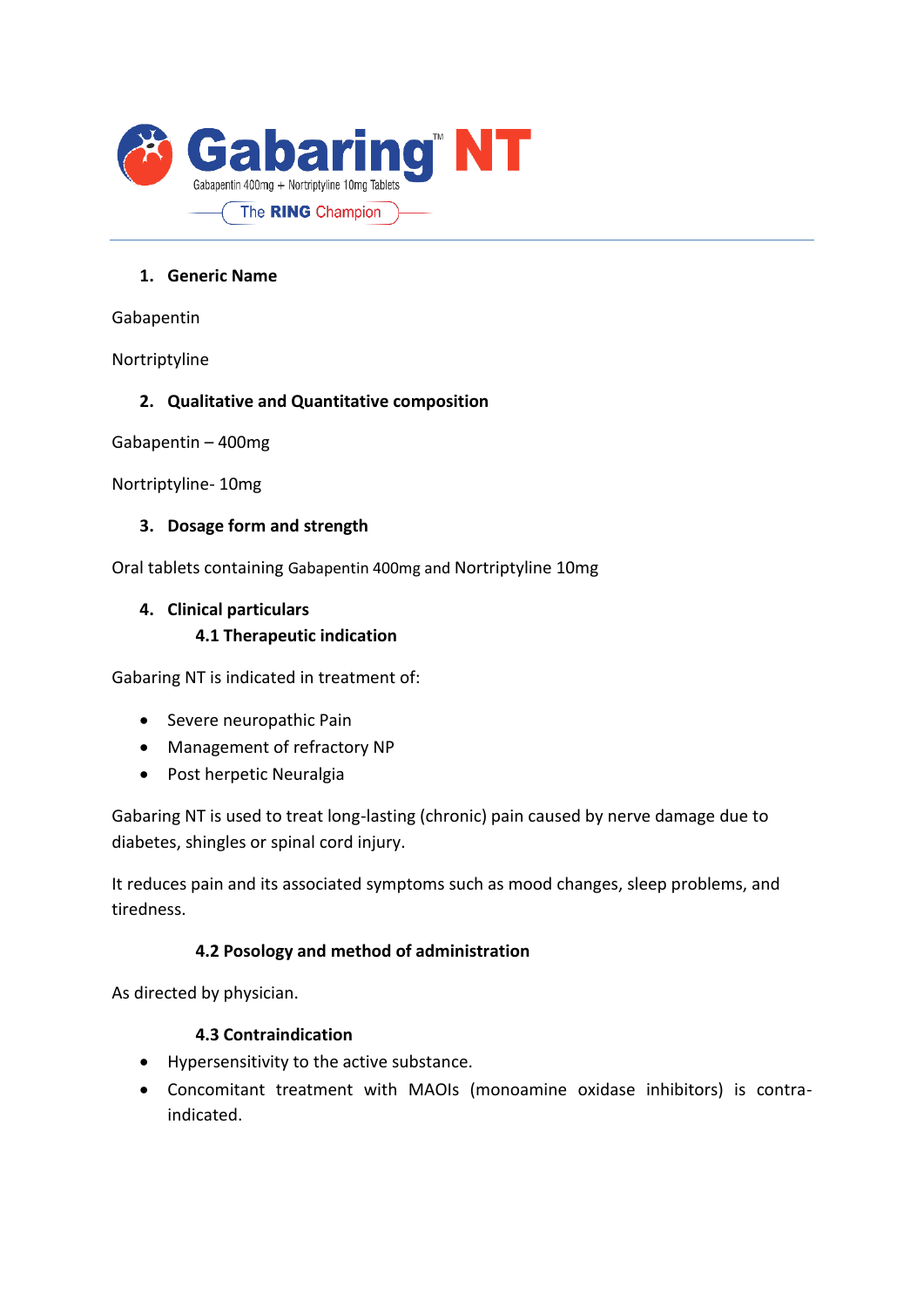# Gabaring™ NT

Gabapentin 400mg + Nortriptyline 10mg Tablets

The RING Champion

---

## 1. Generic Name

Gabapentin

Nortriptyline

## 2. Qualitative and Quantitative composition

Gabapentin – 400mg

Nortriptyline- 10mg

## 3. Dosage form and strength

Oral tablets containing Gabapentin 400mg and Nortriptyline 10mg

## 4. Clinical particulars

### 4.1 Therapeutic indication

Gabaring NT is indicated in treatment of:

- Severe neuropathic Pain
- Management of refractory NP
- Post herpetic Neuralgia

Gabaring NT is used to treat long-lasting (chronic) pain caused by nerve damage due to diabetes, shingles or spinal cord injury.

It reduces pain and its associated symptoms such as mood changes, sleep problems, and tiredness.

### 4.2 Posology and method of administration

As directed by physician.

### 4.3 Contraindication

- Hypersensitivity to the active substance.
- Concomitant treatment with MAOIs (monoamine oxidase inhibitors) is contra-indicated.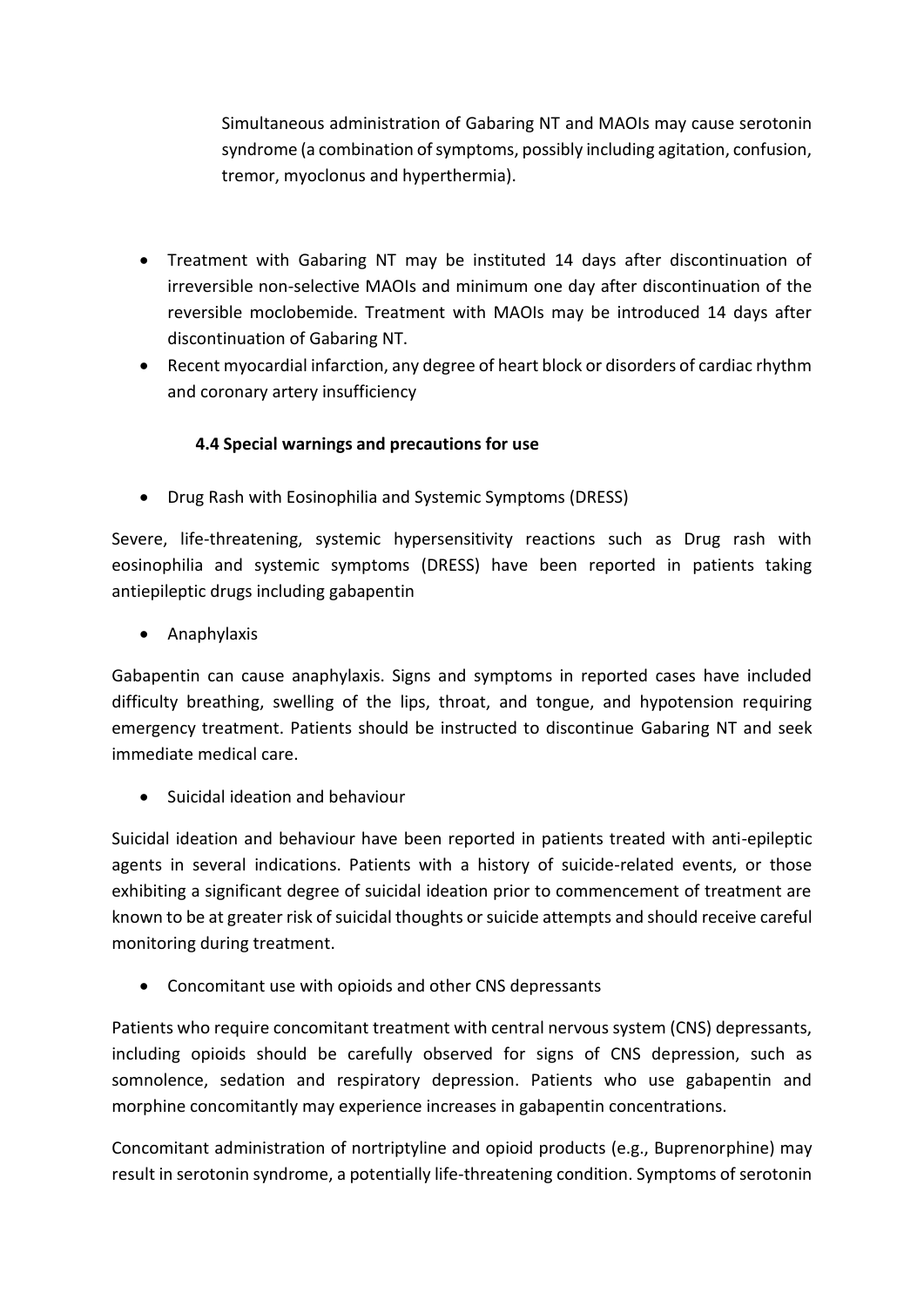Simultaneous administration of Gabaring NT and MAOIs may cause serotonin syndrome (a combination of symptoms, possibly including agitation, confusion, tremor, myoclonus and hyperthermia).

- Treatment with Gabaring NT may be instituted 14 days after discontinuation of irreversible non-selective MAOIs and minimum one day after discontinuation of the reversible moclobemide. Treatment with MAOIs may be introduced 14 days after discontinuation of Gabaring NT.
- Recent myocardial infarction, any degree of heart block or disorders of cardiac rhythm and coronary artery insufficiency

### 4.4 Special warnings and precautions for use

- Drug Rash with Eosinophilia and Systemic Symptoms (DRESS)

Severe, life-threatening, systemic hypersensitivity reactions such as Drug rash with eosinophilia and systemic symptoms (DRESS) have been reported in patients taking antiepileptic drugs including gabapentin

- Anaphylaxis

Gabapentin can cause anaphylaxis. Signs and symptoms in reported cases have included difficulty breathing, swelling of the lips, throat, and tongue, and hypotension requiring emergency treatment. Patients should be instructed to discontinue Gabaring NT and seek immediate medical care.

- Suicidal ideation and behaviour

Suicidal ideation and behaviour have been reported in patients treated with anti-epileptic agents in several indications. Patients with a history of suicide-related events, or those exhibiting a significant degree of suicidal ideation prior to commencement of treatment are known to be at greater risk of suicidal thoughts or suicide attempts and should receive careful monitoring during treatment.

- Concomitant use with opioids and other CNS depressants

Patients who require concomitant treatment with central nervous system (CNS) depressants, including opioids should be carefully observed for signs of CNS depression, such as somnolence, sedation and respiratory depression. Patients who use gabapentin and morphine concomitantly may experience increases in gabapentin concentrations.

Concomitant administration of nortriptyline and opioid products (e.g., Buprenorphine) may result in serotonin syndrome, a potentially life-threatening condition. Symptoms of serotonin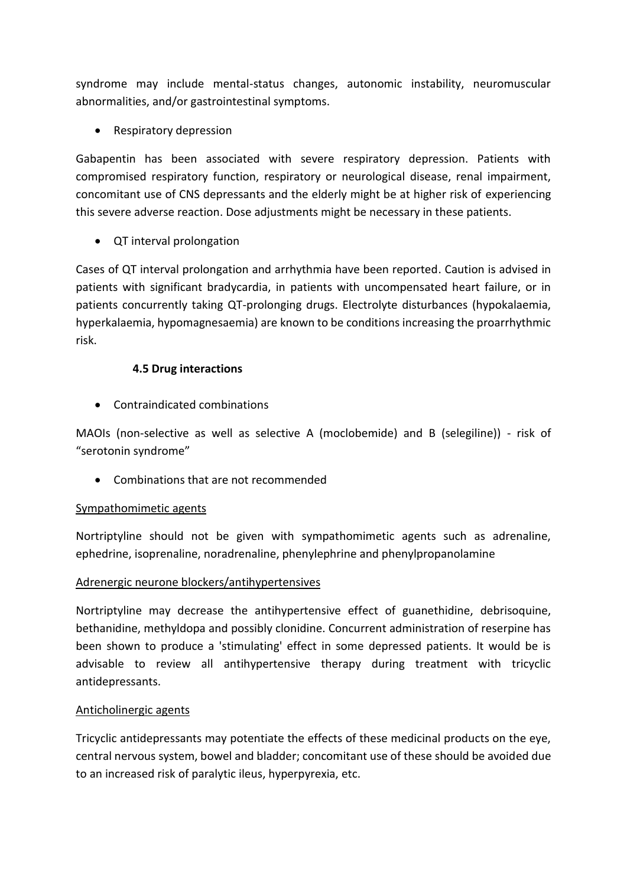syndrome may include mental-status changes, autonomic instability, neuromuscular abnormalities, and/or gastrointestinal symptoms.

- Respiratory depression

Gabapentin has been associated with severe respiratory depression. Patients with compromised respiratory function, respiratory or neurological disease, renal impairment, concomitant use of CNS depressants and the elderly might be at higher risk of experiencing this severe adverse reaction. Dose adjustments might be necessary in these patients.

- QT interval prolongation

Cases of QT interval prolongation and arrhythmia have been reported. Caution is advised in patients with significant bradycardia, in patients with uncompensated heart failure, or in patients concurrently taking QT-prolonging drugs. Electrolyte disturbances (hypokalaemia, hyperkalaemia, hypomagnesaemia) are known to be conditions increasing the proarrhythmic risk.

### 4.5 Drug interactions

- Contraindicated combinations

MAOIs (non-selective as well as selective A (moclobemide) and B (selegiline)) - risk of “serotonin syndrome”

- Combinations that are not recommended

<u>Sympathomimetic agents</u>

Nortriptyline should not be given with sympathomimetic agents such as adrenaline, ephedrine, isoprenaline, noradrenaline, phenylephrine and phenylpropanolamine

<u>Adrenergic neurone blockers/antihypertensives</u>

Nortriptyline may decrease the antihypertensive effect of guanethidine, debrisoquine, bethanidine, methyldopa and possibly clonidine. Concurrent administration of reserpine has been shown to produce a 'stimulating' effect in some depressed patients. It would be is advisable to review all antihypertensive therapy during treatment with tricyclic antidepressants.

<u>Anticholinergic agents</u>

Tricyclic antidepressants may potentiate the effects of these medicinal products on the eye, central nervous system, bowel and bladder; concomitant use of these should be avoided due to an increased risk of paralytic ileus, hyperpyrexia, etc.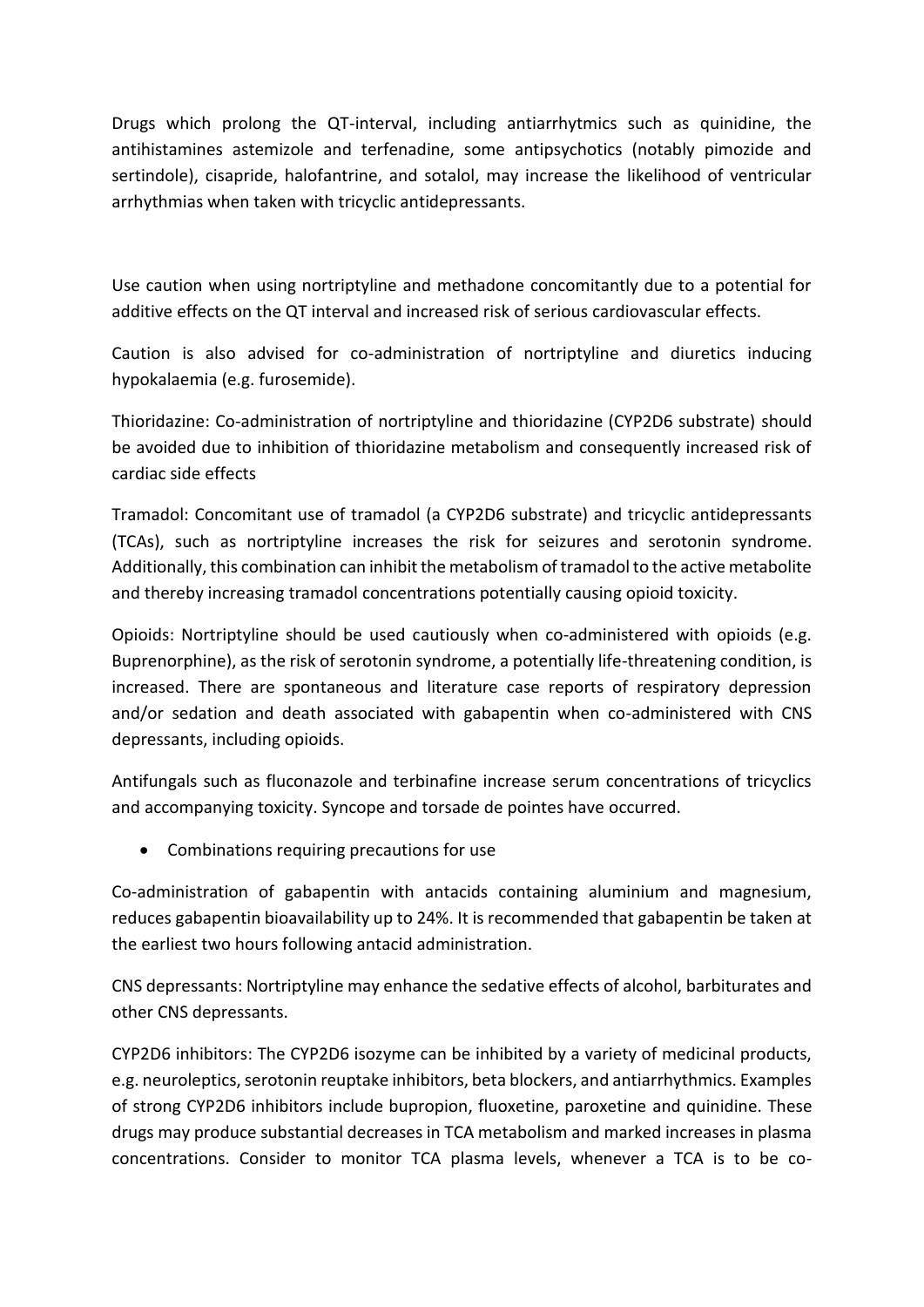Drugs which prolong the QT-interval, including antiarrhytmics such as quinidine, the antihistamines astemizole and terfenadine, some antipsychotics (notably pimozide and sertindole), cisapride, halofantrine, and sotalol, may increase the likelihood of ventricular arrhythmias when taken with tricyclic antidepressants.

Use caution when using nortriptyline and methadone concomitantly due to a potential for additive effects on the QT interval and increased risk of serious cardiovascular effects.

Caution is also advised for co-administration of nortriptyline and diuretics inducing hypokalaemia (e.g. furosemide).

Thioridazine: Co-administration of nortriptyline and thioridazine (CYP2D6 substrate) should be avoided due to inhibition of thioridazine metabolism and consequently increased risk of cardiac side effects

Tramadol: Concomitant use of tramadol (a CYP2D6 substrate) and tricyclic antidepressants (TCAs), such as nortriptyline increases the risk for seizures and serotonin syndrome. Additionally, this combination can inhibit the metabolism of tramadol to the active metabolite and thereby increasing tramadol concentrations potentially causing opioid toxicity.

Opioids: Nortriptyline should be used cautiously when co-administered with opioids (e.g. Buprenorphine), as the risk of serotonin syndrome, a potentially life-threatening condition, is increased. There are spontaneous and literature case reports of respiratory depression and/or sedation and death associated with gabapentin when co-administered with CNS depressants, including opioids.

Antifungals such as fluconazole and terbinafine increase serum concentrations of tricyclics and accompanying toxicity. Syncope and torsade de pointes have occurred.

- Combinations requiring precautions for use

Co-administration of gabapentin with antacids containing aluminium and magnesium, reduces gabapentin bioavailability up to 24%. It is recommended that gabapentin be taken at the earliest two hours following antacid administration.

CNS depressants: Nortriptyline may enhance the sedative effects of alcohol, barbiturates and other CNS depressants.

CYP2D6 inhibitors: The CYP2D6 isozyme can be inhibited by a variety of medicinal products, e.g. neuroleptics, serotonin reuptake inhibitors, beta blockers, and antiarrhythmics. Examples of strong CYP2D6 inhibitors include bupropion, fluoxetine, paroxetine and quinidine. These drugs may produce substantial decreases in TCA metabolism and marked increases in plasma concentrations. Consider to monitor TCA plasma levels, whenever a TCA is to be co-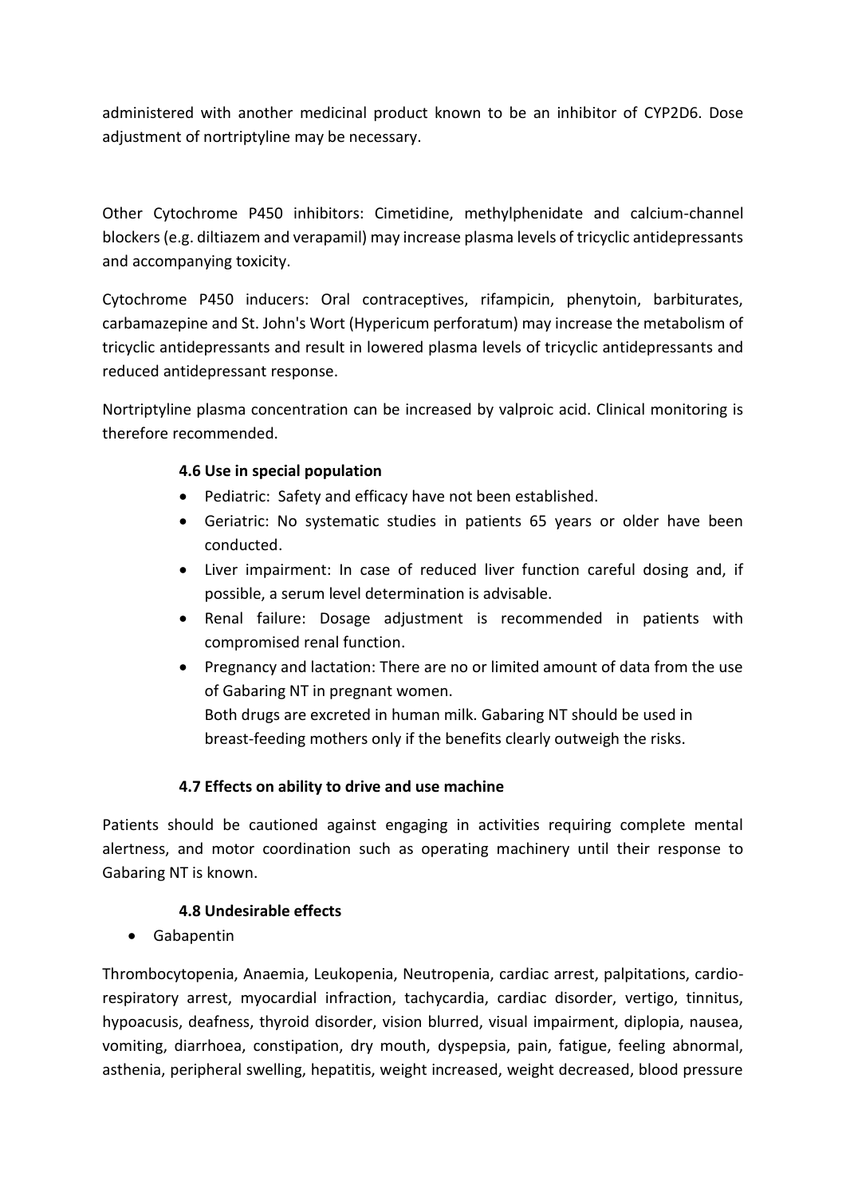administered with another medicinal product known to be an inhibitor of CYP2D6. Dose adjustment of nortriptyline may be necessary.

Other Cytochrome P450 inhibitors: Cimetidine, methylphenidate and calcium-channel blockers (e.g. diltiazem and verapamil) may increase plasma levels of tricyclic antidepressants and accompanying toxicity.

Cytochrome P450 inducers: Oral contraceptives, rifampicin, phenytoin, barbiturates, carbamazepine and St. John's Wort (Hypericum perforatum) may increase the metabolism of tricyclic antidepressants and result in lowered plasma levels of tricyclic antidepressants and reduced antidepressant response.

Nortriptyline plasma concentration can be increased by valproic acid. Clinical monitoring is therefore recommended.

### 4.6 Use in special population

- Pediatric: Safety and efficacy have not been established.
- Geriatric: No systematic studies in patients 65 years or older have been conducted.
- Liver impairment: In case of reduced liver function careful dosing and, if possible, a serum level determination is advisable.
- Renal failure: Dosage adjustment is recommended in patients with compromised renal function.
- Pregnancy and lactation: There are no or limited amount of data from the use of Gabaring NT in pregnant women.
  Both drugs are excreted in human milk. Gabaring NT should be used in breast-feeding mothers only if the benefits clearly outweigh the risks.

### 4.7 Effects on ability to drive and use machine

Patients should be cautioned against engaging in activities requiring complete mental alertness, and motor coordination such as operating machinery until their response to Gabaring NT is known.

### 4.8 Undesirable effects

- Gabapentin

Thrombocytopenia, Anaemia, Leukopenia, Neutropenia, cardiac arrest, palpitations, cardio-respiratory arrest, myocardial infraction, tachycardia, cardiac disorder, vertigo, tinnitus, hypoacusis, deafness, thyroid disorder, vision blurred, visual impairment, diplopia, nausea, vomiting, diarrhoea, constipation, dry mouth, dyspepsia, pain, fatigue, feeling abnormal, asthenia, peripheral swelling, hepatitis, weight increased, weight decreased, blood pressure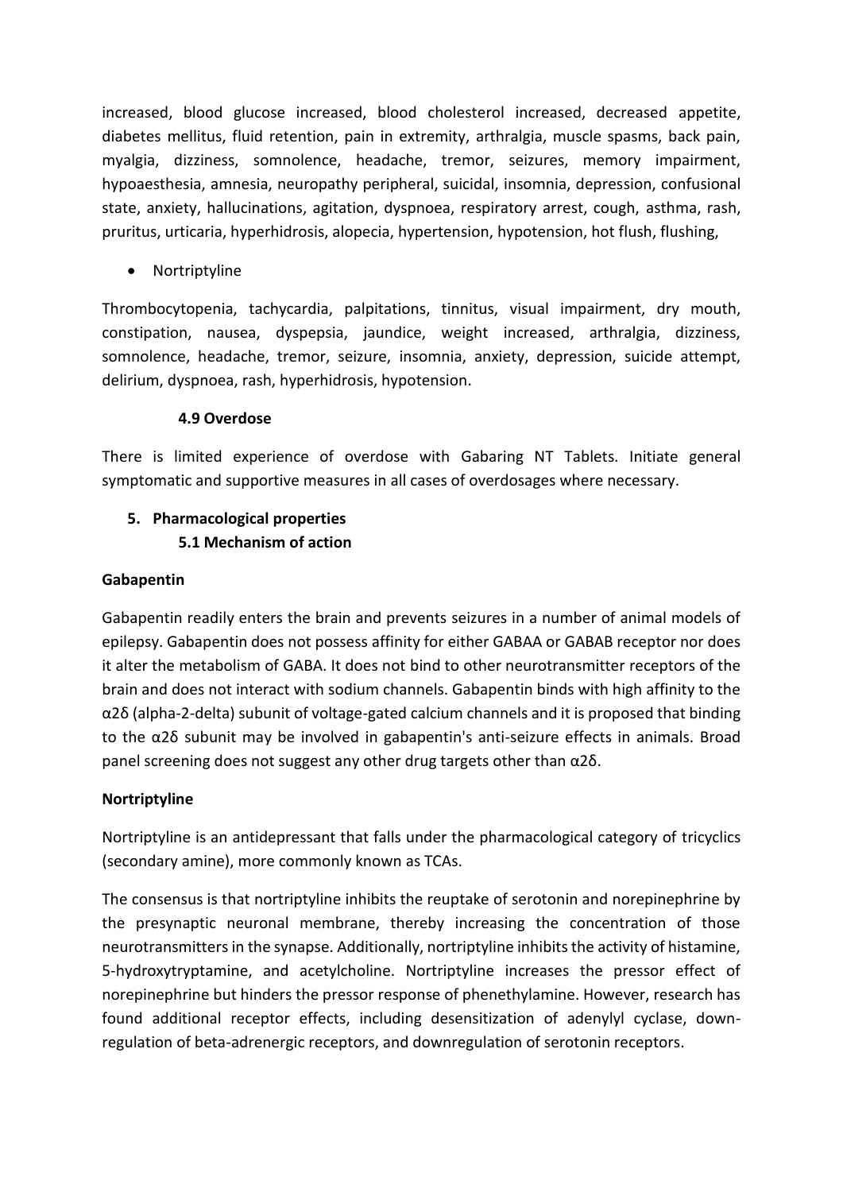increased, blood glucose increased, blood cholesterol increased, decreased appetite, diabetes mellitus, fluid retention, pain in extremity, arthralgia, muscle spasms, back pain, myalgia, dizziness, somnolence, headache, tremor, seizures, memory impairment, hypoaesthesia, amnesia, neuropathy peripheral, suicidal, insomnia, depression, confusional state, anxiety, hallucinations, agitation, dyspnoea, respiratory arrest, cough, asthma, rash, pruritus, urticaria, hyperhidrosis, alopecia, hypertension, hypotension, hot flush, flushing,

- Nortriptyline

Thrombocytopenia, tachycardia, palpitations, tinnitus, visual impairment, dry mouth, constipation, nausea, dyspepsia, jaundice, weight increased, arthralgia, dizziness, somnolence, headache, tremor, seizure, insomnia, anxiety, depression, suicide attempt, delirium, dyspnoea, rash, hyperhidrosis, hypotension.

### 4.9 Overdose

There is limited experience of overdose with Gabaring NT Tablets. Initiate general symptomatic and supportive measures in all cases of overdosages where necessary.

## 5. Pharmacological properties

### 5.1 Mechanism of action

**Gabapentin**

Gabapentin readily enters the brain and prevents seizures in a number of animal models of epilepsy. Gabapentin does not possess affinity for either GABAA or GABAB receptor nor does it alter the metabolism of GABA. It does not bind to other neurotransmitter receptors of the brain and does not interact with sodium channels. Gabapentin binds with high affinity to the α2δ (alpha-2-delta) subunit of voltage-gated calcium channels and it is proposed that binding to the α2δ subunit may be involved in gabapentin's anti-seizure effects in animals. Broad panel screening does not suggest any other drug targets other than α2δ.

**Nortriptyline**

Nortriptyline is an antidepressant that falls under the pharmacological category of tricyclics (secondary amine), more commonly known as TCAs.

The consensus is that nortriptyline inhibits the reuptake of serotonin and norepinephrine by the presynaptic neuronal membrane, thereby increasing the concentration of those neurotransmitters in the synapse. Additionally, nortriptyline inhibits the activity of histamine, 5-hydroxytryptamine, and acetylcholine. Nortriptyline increases the pressor effect of norepinephrine but hinders the pressor response of phenethylamine. However, research has found additional receptor effects, including desensitization of adenylyl cyclase, down-regulation of beta-adrenergic receptors, and downregulation of serotonin receptors.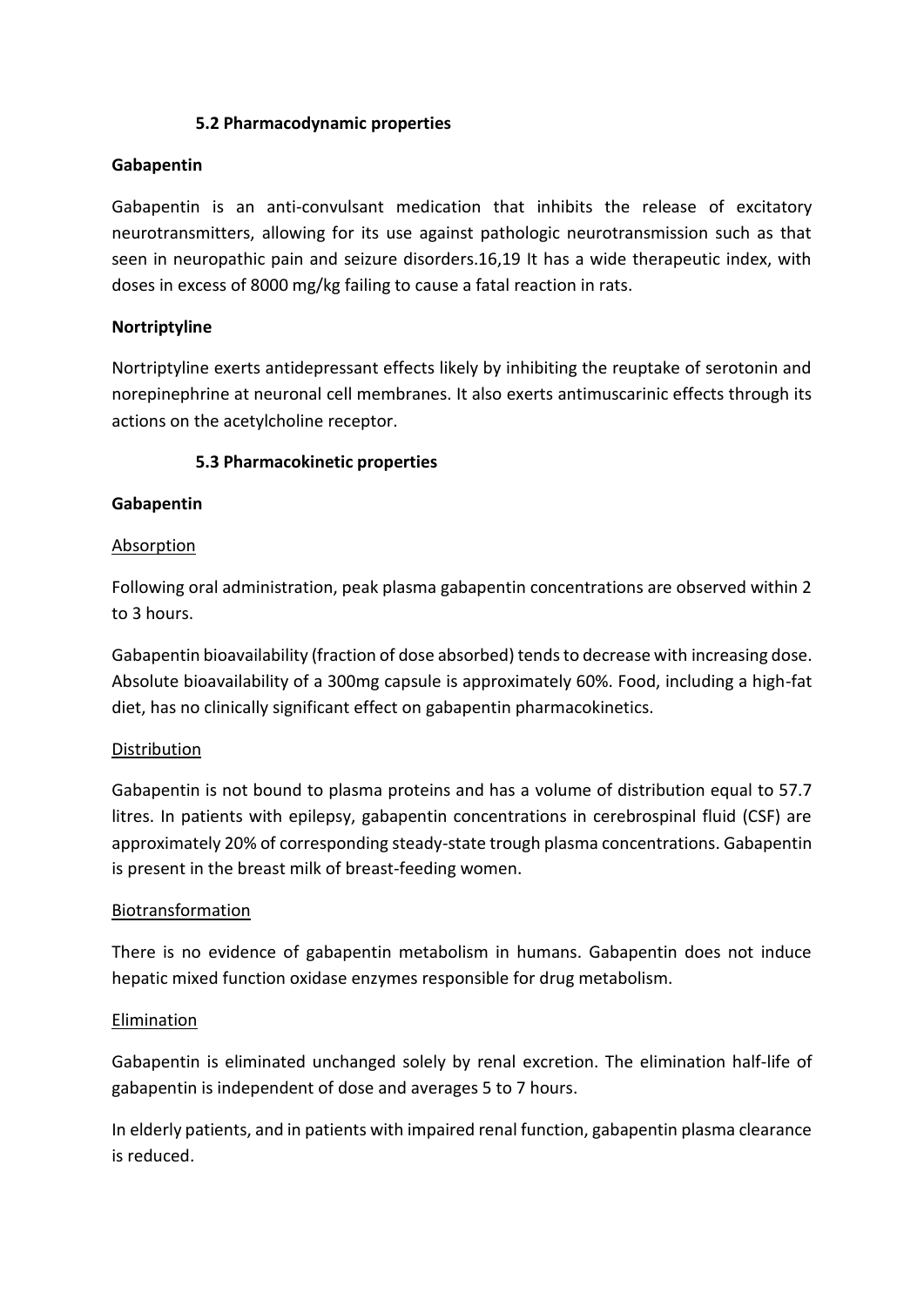### 5.2 Pharmacodynamic properties

**Gabapentin**

Gabapentin is an anti-convulsant medication that inhibits the release of excitatory neurotransmitters, allowing for its use against pathologic neurotransmission such as that seen in neuropathic pain and seizure disorders.[16,19] It has a wide therapeutic index, with doses in excess of 8000 mg/kg failing to cause a fatal reaction in rats.

**Nortriptyline**

Nortriptyline exerts antidepressant effects likely by inhibiting the reuptake of serotonin and norepinephrine at neuronal cell membranes. It also exerts antimuscarinic effects through its actions on the acetylcholine receptor.

### 5.3 Pharmacokinetic properties

**Gabapentin**

Absorption

Following oral administration, peak plasma gabapentin concentrations are observed within 2 to 3 hours.

Gabapentin bioavailability (fraction of dose absorbed) tends to decrease with increasing dose. Absolute bioavailability of a 300mg capsule is approximately 60%. Food, including a high-fat diet, has no clinically significant effect on gabapentin pharmacokinetics.

Distribution

Gabapentin is not bound to plasma proteins and has a volume of distribution equal to 57.7 litres. In patients with epilepsy, gabapentin concentrations in cerebrospinal fluid (CSF) are approximately 20% of corresponding steady-state trough plasma concentrations. Gabapentin is present in the breast milk of breast-feeding women.

Biotransformation

There is no evidence of gabapentin metabolism in humans. Gabapentin does not induce hepatic mixed function oxidase enzymes responsible for drug metabolism.

Elimination

Gabapentin is eliminated unchanged solely by renal excretion. The elimination half-life of gabapentin is independent of dose and averages 5 to 7 hours.

In elderly patients, and in patients with impaired renal function, gabapentin plasma clearance is reduced.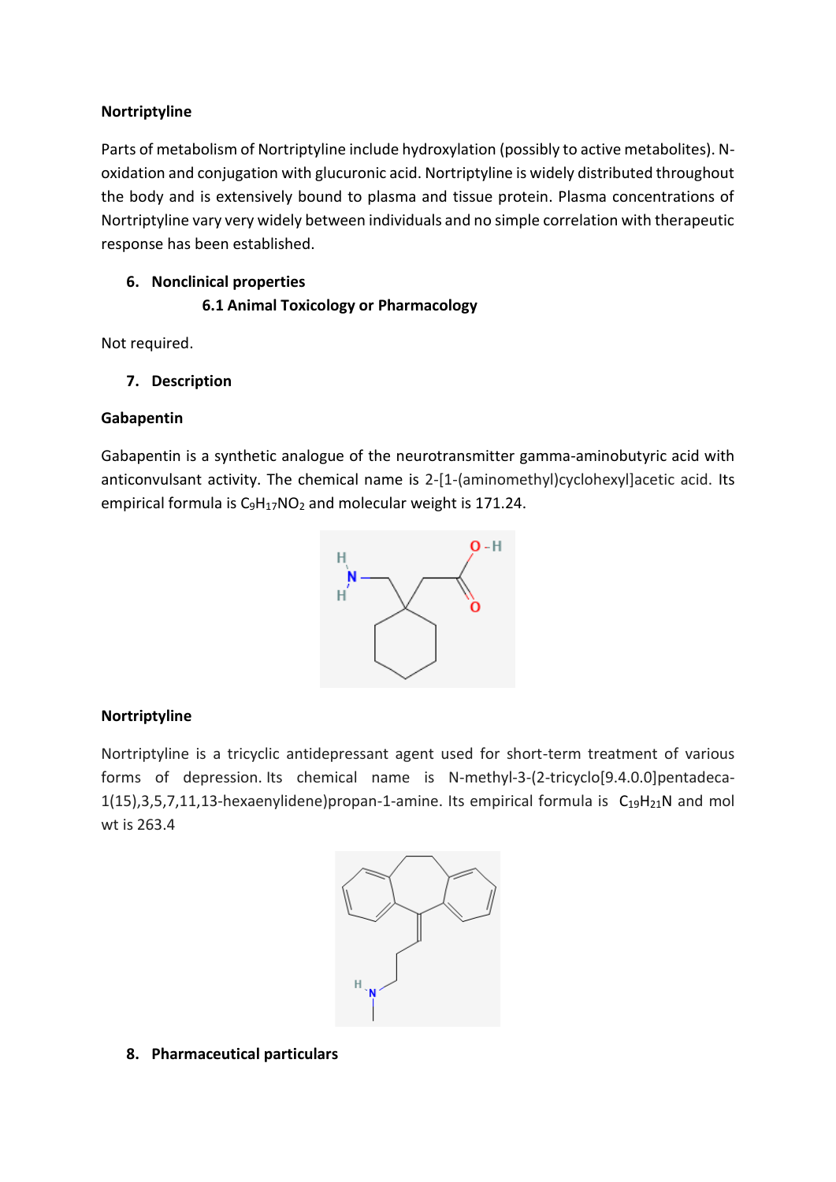**Nortriptyline**

Parts of metabolism of Nortriptyline include hydroxylation (possibly to active metabolites). N-oxidation and conjugation with glucuronic acid. Nortriptyline is widely distributed throughout the body and is extensively bound to plasma and tissue protein. Plasma concentrations of Nortriptyline vary very widely between individuals and no simple correlation with therapeutic response has been established.

## 6. Nonclinical properties

### 6.1 Animal Toxicology or Pharmacology

Not required.

## 7. Description

**Gabapentin**

Gabapentin is a synthetic analogue of the neurotransmitter gamma-aminobutyric acid with anticonvulsant activity. The chemical name is 2-[1-(aminomethyl)cyclohexyl]acetic acid. Its empirical formula is $C_9H_{17}NO_2$ and molecular weight is 171.24.

**Nortriptyline**

Nortriptyline is a tricyclic antidepressant agent used for short-term treatment of various forms of depression. Its chemical name is N-methyl-3-(2-tricyclo[9.4.0.0]pentadeca-1(15),3,5,7,11,13-hexaenylidene)propan-1-amine. Its empirical formula is $C_{19}H_{21}N$ and mol wt is 263.4

## 8. Pharmaceutical particulars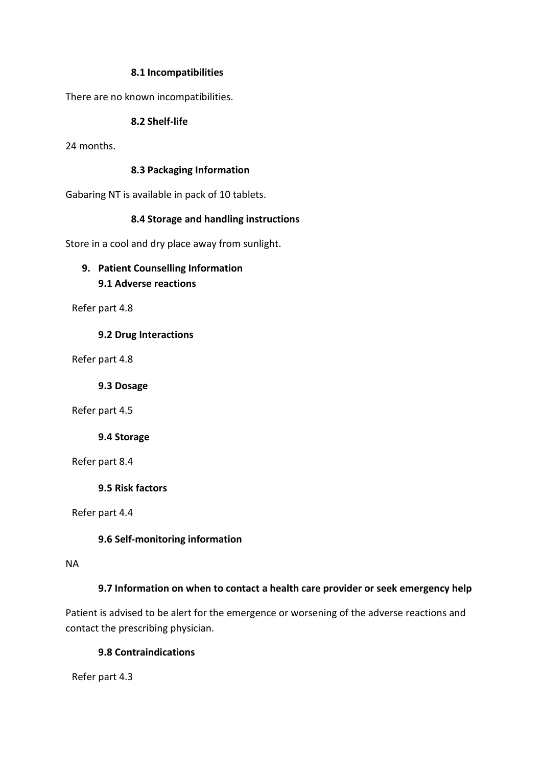### 8.1 Incompatibilities

There are no known incompatibilities.

### 8.2 Shelf-life

24 months.

### 8.3 Packaging Information

Gabaring NT is available in pack of 10 tablets.

### 8.4 Storage and handling instructions

Store in a cool and dry place away from sunlight.

## 9. Patient Counselling Information

### 9.1 Adverse reactions

Refer part 4.8

### 9.2 Drug Interactions

Refer part 4.8

### 9.3 Dosage

Refer part 4.5

### 9.4 Storage

Refer part 8.4

### 9.5 Risk factors

Refer part 4.4

### 9.6 Self-monitoring information

NA

### 9.7 Information on when to contact a health care provider or seek emergency help

Patient is advised to be alert for the emergence or worsening of the adverse reactions and contact the prescribing physician.

### 9.8 Contraindications

Refer part 4.3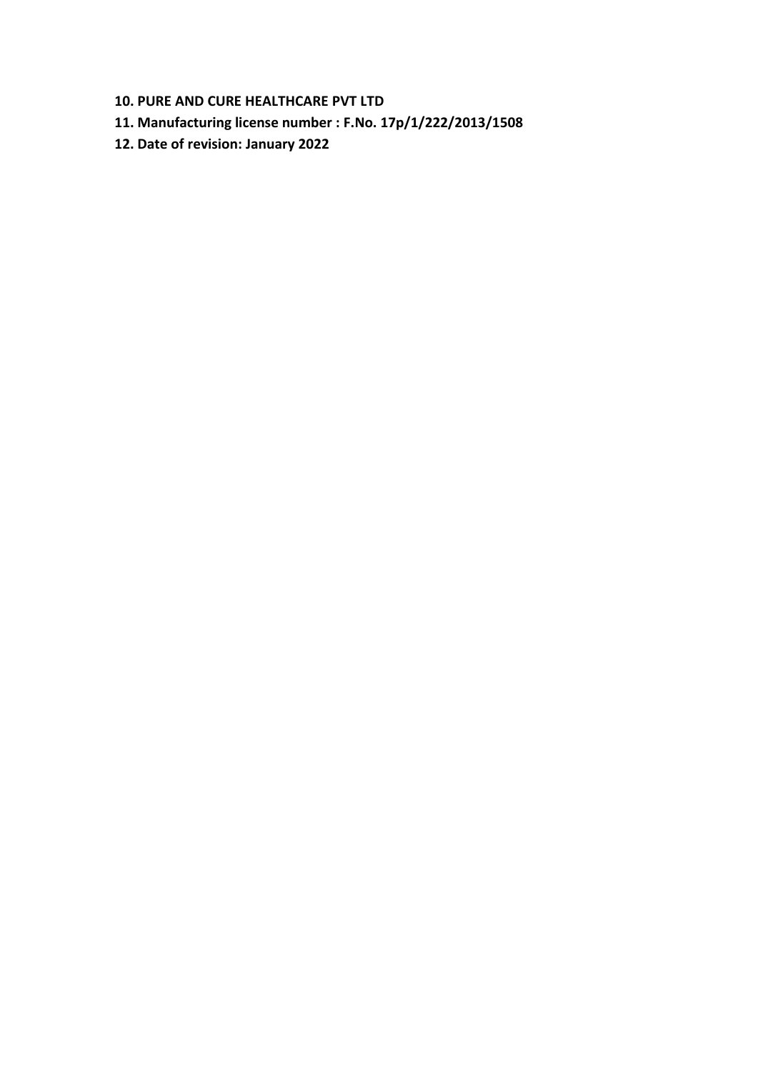**10. PURE AND CURE HEALTHCARE PVT LTD**

**11. Manufacturing license number : F.No. 17p/1/222/2013/1508**

**12. Date of revision: January 2022**